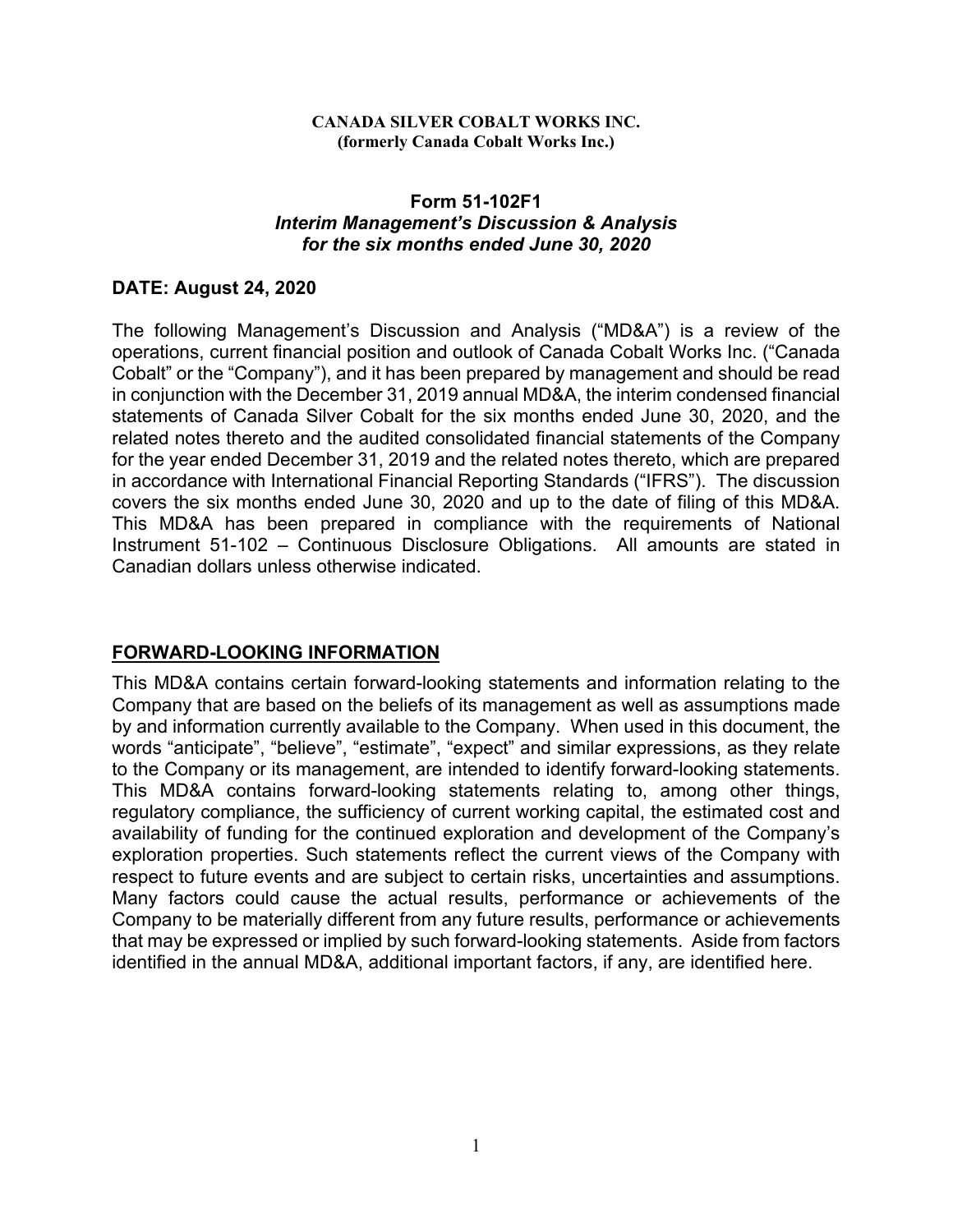**CANADA SILVER COBALT WORKS INC.**
**(formerly Canada Cobalt Works Inc.)**

**Form 51-102F1**
***Interim Management's Discussion & Analysis***
***for the six months ended June 30, 2020***

**DATE: August 24, 2020**

The following Management's Discussion and Analysis ("MD&A") is a review of the operations, current financial position and outlook of Canada Cobalt Works Inc. ("Canada Cobalt" or the "Company"), and it has been prepared by management and should be read in conjunction with the December 31, 2019 annual MD&A, the interim condensed financial statements of Canada Silver Cobalt for the six months ended June 30, 2020, and the related notes thereto and the audited consolidated financial statements of the Company for the year ended December 31, 2019 and the related notes thereto, which are prepared in accordance with International Financial Reporting Standards ("IFRS"). The discussion covers the six months ended June 30, 2020 and up to the date of filing of this MD&A. This MD&A has been prepared in compliance with the requirements of National Instrument 51-102 – Continuous Disclosure Obligations. All amounts are stated in Canadian dollars unless otherwise indicated.

## FORWARD-LOOKING INFORMATION

This MD&A contains certain forward-looking statements and information relating to the Company that are based on the beliefs of its management as well as assumptions made by and information currently available to the Company. When used in this document, the words "anticipate", "believe", "estimate", "expect" and similar expressions, as they relate to the Company or its management, are intended to identify forward-looking statements. This MD&A contains forward-looking statements relating to, among other things, regulatory compliance, the sufficiency of current working capital, the estimated cost and availability of funding for the continued exploration and development of the Company's exploration properties. Such statements reflect the current views of the Company with respect to future events and are subject to certain risks, uncertainties and assumptions. Many factors could cause the actual results, performance or achievements of the Company to be materially different from any future results, performance or achievements that may be expressed or implied by such forward-looking statements. Aside from factors identified in the annual MD&A, additional important factors, if any, are identified here.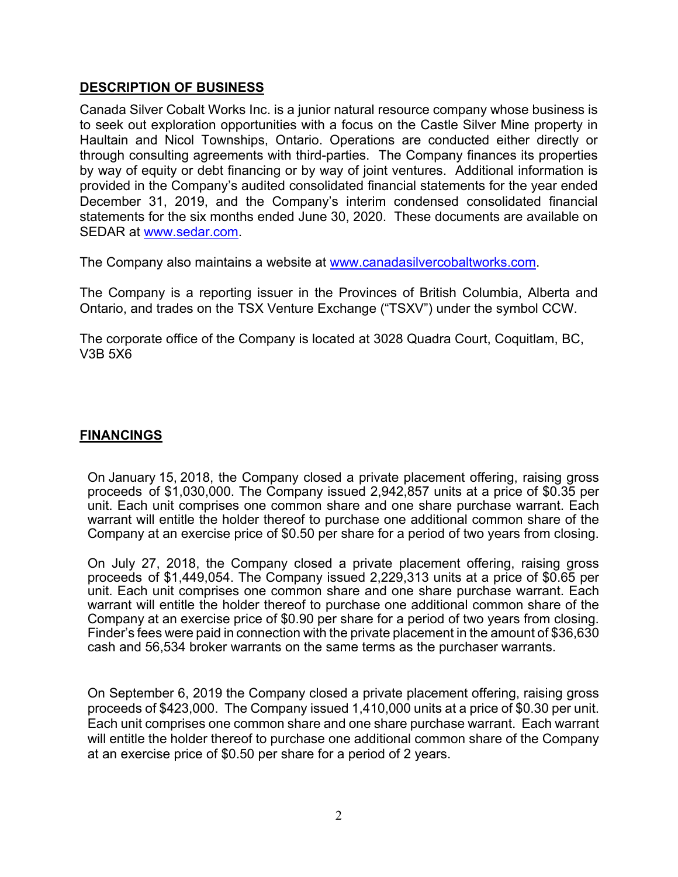## DESCRIPTION OF BUSINESS

Canada Silver Cobalt Works Inc. is a junior natural resource company whose business is to seek out exploration opportunities with a focus on the Castle Silver Mine property in Haultain and Nicol Townships, Ontario. Operations are conducted either directly or through consulting agreements with third-parties. The Company finances its properties by way of equity or debt financing or by way of joint ventures. Additional information is provided in the Company's audited consolidated financial statements for the year ended December 31, 2019, and the Company's interim condensed consolidated financial statements for the six months ended June 30, 2020. These documents are available on SEDAR at www.sedar.com.

The Company also maintains a website at www.canadasilvercobaltworks.com.

The Company is a reporting issuer in the Provinces of British Columbia, Alberta and Ontario, and trades on the TSX Venture Exchange ("TSXV") under the symbol CCW.

The corporate office of the Company is located at 3028 Quadra Court, Coquitlam, BC, V3B 5X6

## FINANCINGS

On January 15, 2018, the Company closed a private placement offering, raising gross proceeds of $1,030,000. The Company issued 2,942,857 units at a price of $0.35 per unit. Each unit comprises one common share and one share purchase warrant. Each warrant will entitle the holder thereof to purchase one additional common share of the Company at an exercise price of $0.50 per share for a period of two years from closing.

On July 27, 2018, the Company closed a private placement offering, raising gross proceeds of $1,449,054. The Company issued 2,229,313 units at a price of $0.65 per unit. Each unit comprises one common share and one share purchase warrant. Each warrant will entitle the holder thereof to purchase one additional common share of the Company at an exercise price of $0.90 per share for a period of two years from closing. Finder's fees were paid in connection with the private placement in the amount of $36,630 cash and 56,534 broker warrants on the same terms as the purchaser warrants.

On September 6, 2019 the Company closed a private placement offering, raising gross proceeds of $423,000. The Company issued 1,410,000 units at a price of $0.30 per unit. Each unit comprises one common share and one share purchase warrant. Each warrant will entitle the holder thereof to purchase one additional common share of the Company at an exercise price of $0.50 per share for a period of 2 years.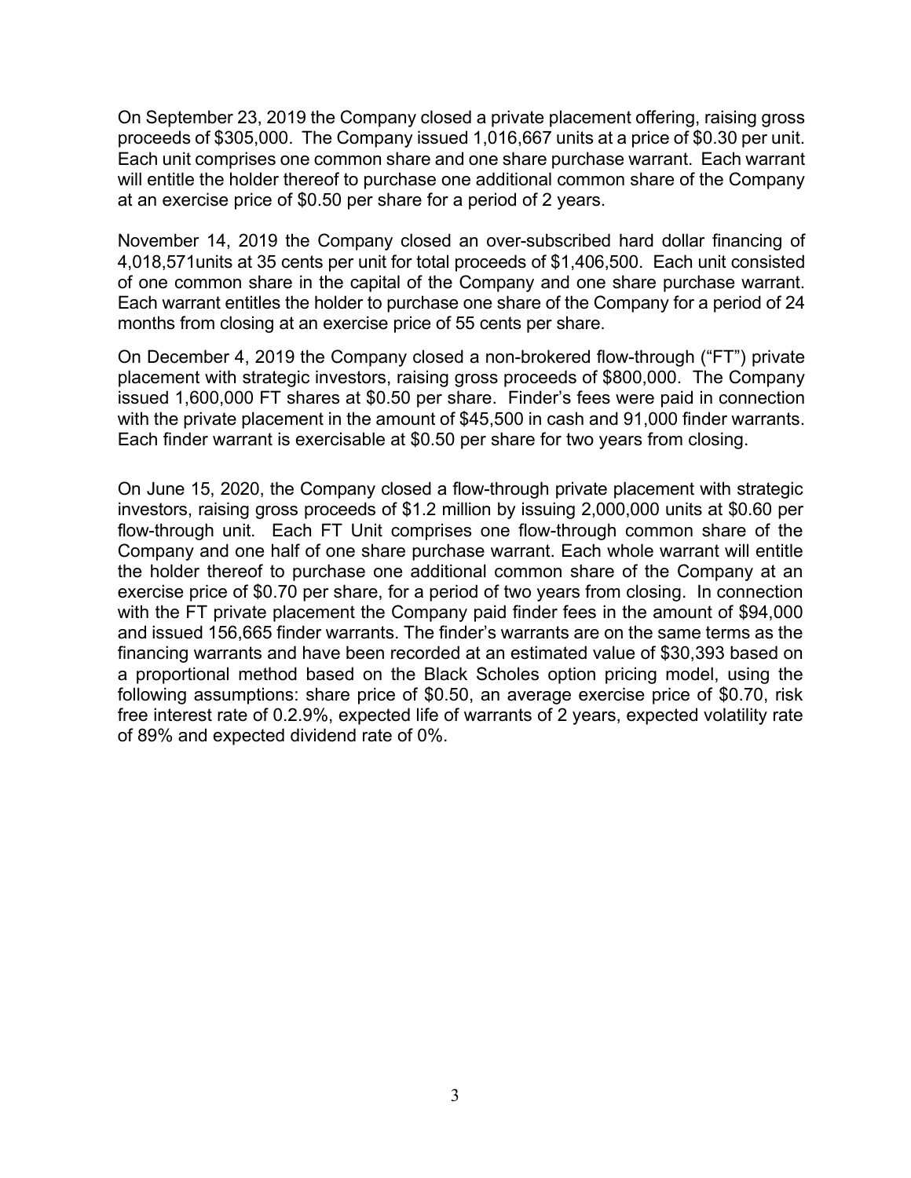On September 23, 2019 the Company closed a private placement offering, raising gross proceeds of $305,000. The Company issued 1,016,667 units at a price of $0.30 per unit. Each unit comprises one common share and one share purchase warrant. Each warrant will entitle the holder thereof to purchase one additional common share of the Company at an exercise price of $0.50 per share for a period of 2 years.

November 14, 2019 the Company closed an over-subscribed hard dollar financing of 4,018,571units at 35 cents per unit for total proceeds of $1,406,500. Each unit consisted of one common share in the capital of the Company and one share purchase warrant. Each warrant entitles the holder to purchase one share of the Company for a period of 24 months from closing at an exercise price of 55 cents per share.

On December 4, 2019 the Company closed a non-brokered flow-through ("FT") private placement with strategic investors, raising gross proceeds of $800,000. The Company issued 1,600,000 FT shares at $0.50 per share. Finder's fees were paid in connection with the private placement in the amount of $45,500 in cash and 91,000 finder warrants. Each finder warrant is exercisable at $0.50 per share for two years from closing.

On June 15, 2020, the Company closed a flow-through private placement with strategic investors, raising gross proceeds of $1.2 million by issuing 2,000,000 units at $0.60 per flow-through unit. Each FT Unit comprises one flow-through common share of the Company and one half of one share purchase warrant. Each whole warrant will entitle the holder thereof to purchase one additional common share of the Company at an exercise price of $0.70 per share, for a period of two years from closing. In connection with the FT private placement the Company paid finder fees in the amount of $94,000 and issued 156,665 finder warrants. The finder's warrants are on the same terms as the financing warrants and have been recorded at an estimated value of $30,393 based on a proportional method based on the Black Scholes option pricing model, using the following assumptions: share price of $0.50, an average exercise price of $0.70, risk free interest rate of 0.2.9%, expected life of warrants of 2 years, expected volatility rate of 89% and expected dividend rate of 0%.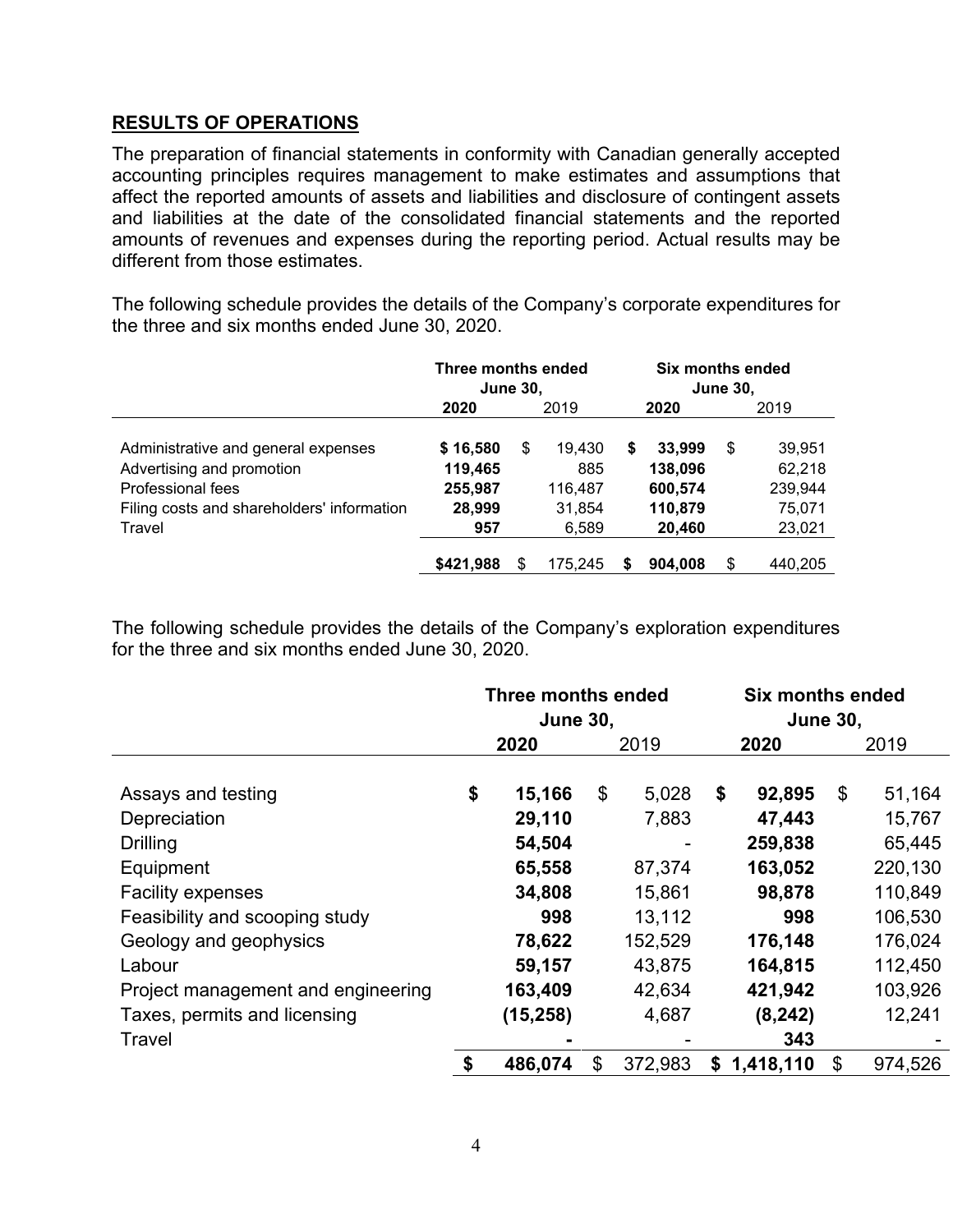## RESULTS OF OPERATIONS

The preparation of financial statements in conformity with Canadian generally accepted accounting principles requires management to make estimates and assumptions that affect the reported amounts of assets and liabilities and disclosure of contingent assets and liabilities at the date of the consolidated financial statements and the reported amounts of revenues and expenses during the reporting period. Actual results may be different from those estimates.

The following schedule provides the details of the Company's corporate expenditures for the three and six months ended June 30, 2020.

| | Three months ended June 30, | | Six months ended June 30, | |
|---|---|---|---|---|
| | **2020** | 2019 | **2020** | 2019 |
| Administrative and general expenses | **$ 16,580** | $ 19,430 | **$ 33,999** | $ 39,951 |
| Advertising and promotion | **119,465** | 885 | **138,096** | 62,218 |
| Professional fees | **255,987** | 116,487 | **600,574** | 239,944 |
| Filing costs and shareholders' information | **28,999** | 31,854 | **110,879** | 75,071 |
| Travel | **957** | 6,589 | **20,460** | 23,021 |
| | **$421,988** | $ 175,245 | **$ 904,008** | $ 440,205 |

The following schedule provides the details of the Company's exploration expenditures for the three and six months ended June 30, 2020.

| | Three months ended June 30, | | Six months ended June 30, | |
|---|---|---|---|---|
| | **2020** | 2019 | **2020** | 2019 |
| Assays and testing | **$ 15,166** | $ 5,028 | **$ 92,895** | $ 51,164 |
| Depreciation | **29,110** | 7,883 | **47,443** | 15,767 |
| Drilling | **54,504** | - | **259,838** | 65,445 |
| Equipment | **65,558** | 87,374 | **163,052** | 220,130 |
| Facility expenses | **34,808** | 15,861 | **98,878** | 110,849 |
| Feasibility and scooping study | **998** | 13,112 | **998** | 106,530 |
| Geology and geophysics | **78,622** | 152,529 | **176,148** | 176,024 |
| Labour | **59,157** | 43,875 | **164,815** | 112,450 |
| Project management and engineering | **163,409** | 42,634 | **421,942** | 103,926 |
| Taxes, permits and licensing | **(15,258)** | 4,687 | **(8,242)** | 12,241 |
| Travel | **-** | - | **343** | - |
| | **$ 486,074** | $ 372,983 | **$ 1,418,110** | $ 974,526 |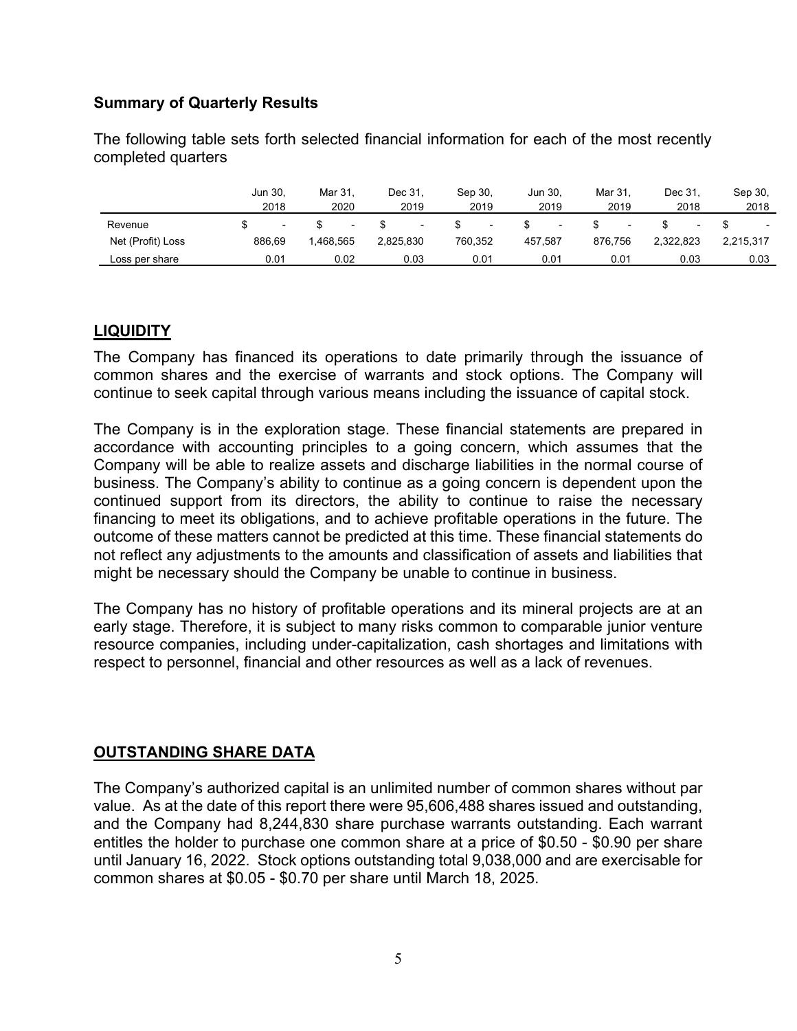### Summary of Quarterly Results

The following table sets forth selected financial information for each of the most recently completed quarters

| | Jun 30, 2018 | Mar 31, 2020 | Dec 31, 2019 | Sep 30, 2019 | Jun 30, 2019 | Mar 31, 2019 | Dec 31, 2018 | Sep 30, 2018 |
|---|---|---|---|---|---|---|---|---|
| Revenue | $ - | $ - | $ - | $ - | $ - | $ - | $ - | $ - |
| Net (Profit) Loss | 886,69 | 1,468,565 | 2,825,830 | 760,352 | 457,587 | 876,756 | 2,322,823 | 2,215,317 |
| Loss per share | 0.01 | 0.02 | 0.03 | 0.01 | 0.01 | 0.01 | 0.03 | 0.03 |

## LIQUIDITY

The Company has financed its operations to date primarily through the issuance of common shares and the exercise of warrants and stock options. The Company will continue to seek capital through various means including the issuance of capital stock.

The Company is in the exploration stage. These financial statements are prepared in accordance with accounting principles to a going concern, which assumes that the Company will be able to realize assets and discharge liabilities in the normal course of business. The Company's ability to continue as a going concern is dependent upon the continued support from its directors, the ability to continue to raise the necessary financing to meet its obligations, and to achieve profitable operations in the future. The outcome of these matters cannot be predicted at this time. These financial statements do not reflect any adjustments to the amounts and classification of assets and liabilities that might be necessary should the Company be unable to continue in business.

The Company has no history of profitable operations and its mineral projects are at an early stage. Therefore, it is subject to many risks common to comparable junior venture resource companies, including under-capitalization, cash shortages and limitations with respect to personnel, financial and other resources as well as a lack of revenues.

## OUTSTANDING SHARE DATA

The Company's authorized capital is an unlimited number of common shares without par value. As at the date of this report there were 95,606,488 shares issued and outstanding, and the Company had 8,244,830 share purchase warrants outstanding. Each warrant entitles the holder to purchase one common share at a price of $0.50 - $0.90 per share until January 16, 2022. Stock options outstanding total 9,038,000 and are exercisable for common shares at $0.05 - $0.70 per share until March 18, 2025.